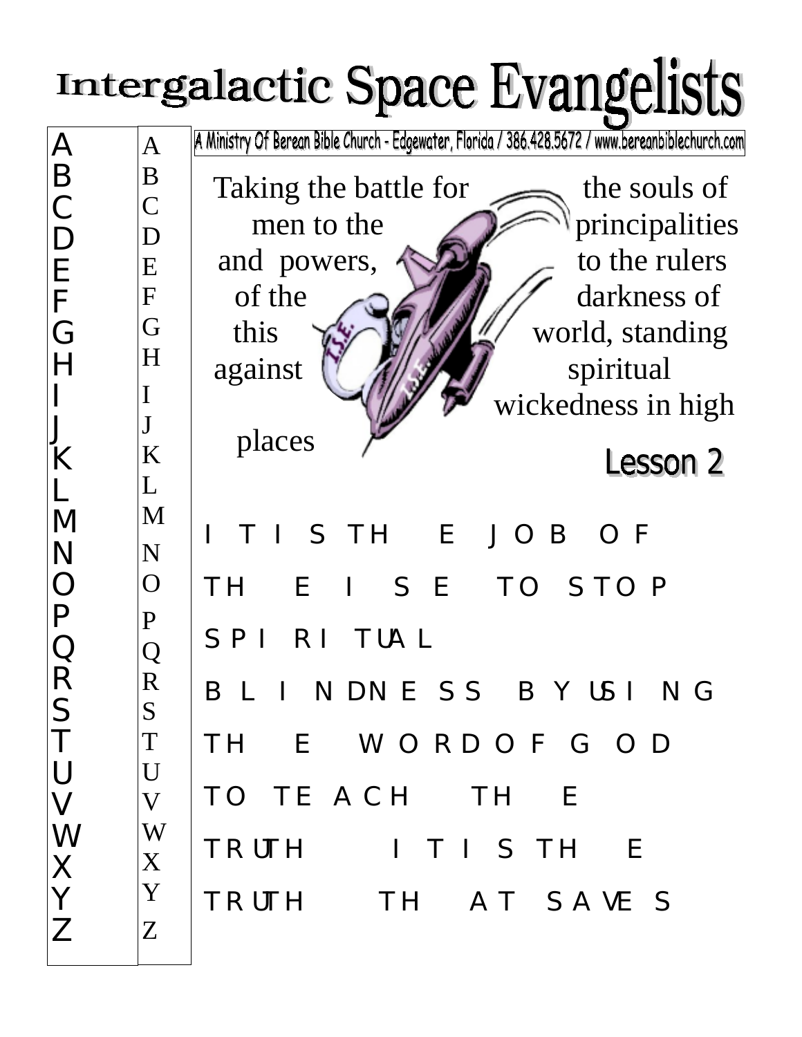# Intergalactic Space Evangelists

A Ministry Of Berean Bible Church - Edgewater, Florida / 386.428.5672 / www.bereanbiblechurch.com

Taking the battle for the souls of men to the principalities and powers, to the rulers of the darkness of this world, standing against spiritual wickedness in high places

## Lesson 2

| A | A |
|---|---|
| B | B |
| C | C |
| D | D |
| E | E |
| F | F |
| G | G |
| H | H |
| I | I |
| J | J |
| K | K |
| L | L |
| M | M |
| N | N |
| O | O |
| P | P |
| Q | Q |
| R | R |
| S | S |
| T | T |
| U | U |
| V | V |
| W | W |
| X | X |
| Y | Y |
| Z | Z |

I T I S TH E J O B O F

TH E I S E TO S TO P

S P I R I TUA L

B L I N DN E S S B Y US I N G

TH E W O R D O F G O D

TO TE A C H TH E

TR UTH I T I S TH E

TR UTH TH A T S A VE S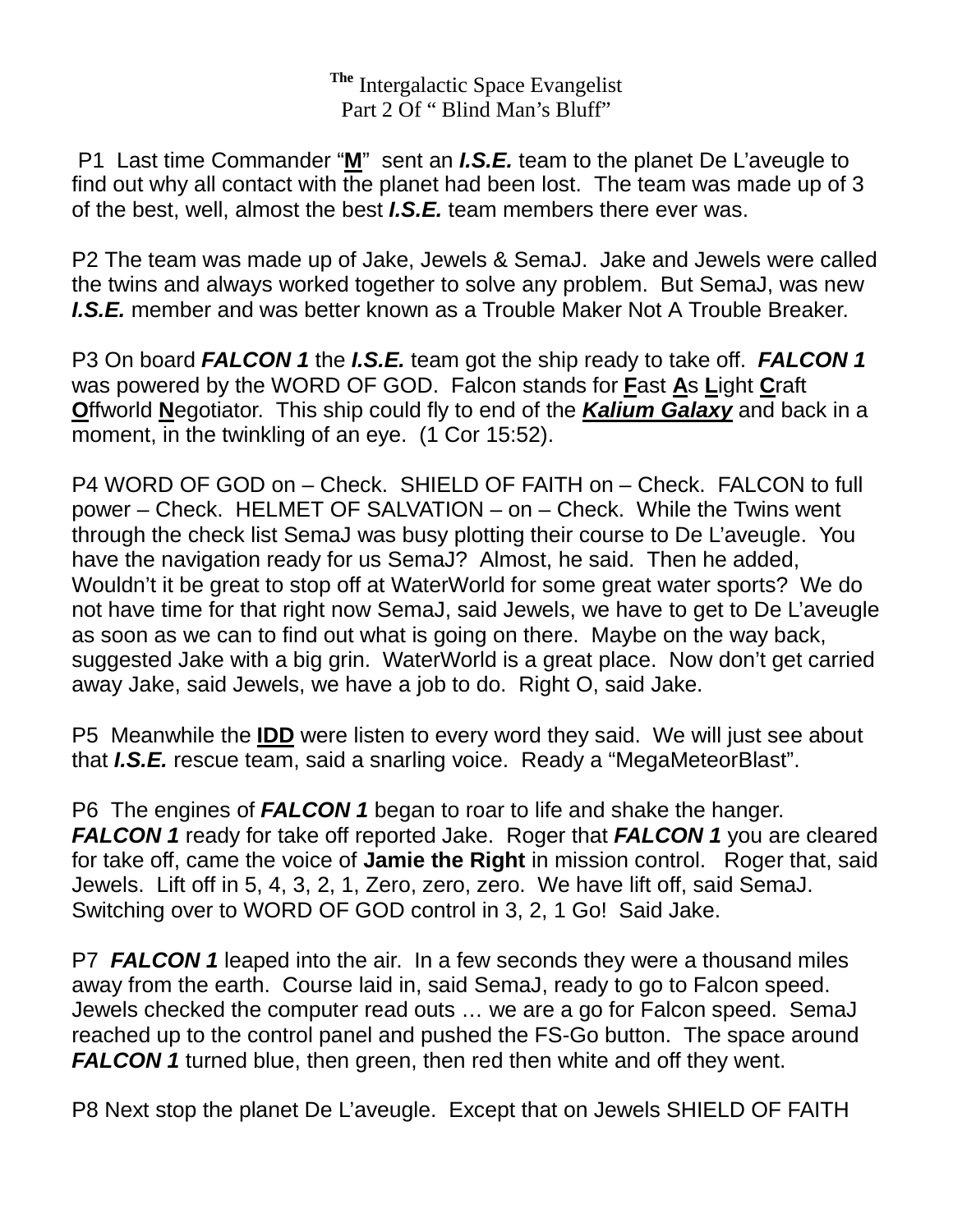**The** Intergalactic Space Evangelist
Part 2 Of " Blind Man's Bluff"

P1 Last time Commander "**M**" sent an ***I.S.E.*** team to the planet De L'aveugle to find out why all contact with the planet had been lost. The team was made up of 3 of the best, well, almost the best ***I.S.E.*** team members there ever was.

P2 The team was made up of Jake, Jewels & SemaJ. Jake and Jewels were called the twins and always worked together to solve any problem. But SemaJ, was new ***I.S.E.*** member and was better known as a Trouble Maker Not A Trouble Breaker.

P3 On board ***FALCON 1*** the ***I.S.E.*** team got the ship ready to take off. ***FALCON 1*** was powered by the WORD OF GOD. Falcon stands for **F**ast **A**s **L**ight **C**raft **O**ffworld **N**egotiator. This ship could fly to end of the ***Kalium Galaxy*** and back in a moment, in the twinkling of an eye. (1 Cor 15:52).

P4 WORD OF GOD on – Check. SHIELD OF FAITH on – Check. FALCON to full power – Check. HELMET OF SALVATION – on – Check. While the Twins went through the check list SemaJ was busy plotting their course to De L'aveugle. You have the navigation ready for us SemaJ? Almost, he said. Then he added, Wouldn't it be great to stop off at WaterWorld for some great water sports? We do not have time for that right now SemaJ, said Jewels, we have to get to De L'aveugle as soon as we can to find out what is going on there. Maybe on the way back, suggested Jake with a big grin. WaterWorld is a great place. Now don't get carried away Jake, said Jewels, we have a job to do. Right O, said Jake.

P5 Meanwhile the **IDD** were listen to every word they said. We will just see about that ***I.S.E.*** rescue team, said a snarling voice. Ready a "MegaMeteorBlast".

P6 The engines of ***FALCON 1*** began to roar to life and shake the hanger. ***FALCON 1*** ready for take off reported Jake. Roger that ***FALCON 1*** you are cleared for take off, came the voice of **Jamie the Right** in mission control. Roger that, said Jewels. Lift off in 5, 4, 3, 2, 1, Zero, zero, zero. We have lift off, said SemaJ. Switching over to WORD OF GOD control in 3, 2, 1 Go! Said Jake.

P7 ***FALCON 1*** leaped into the air. In a few seconds they were a thousand miles away from the earth. Course laid in, said SemaJ, ready to go to Falcon speed. Jewels checked the computer read outs … we are a go for Falcon speed. SemaJ reached up to the control panel and pushed the FS-Go button. The space around ***FALCON 1*** turned blue, then green, then red then white and off they went.

P8 Next stop the planet De L'aveugle. Except that on Jewels SHIELD OF FAITH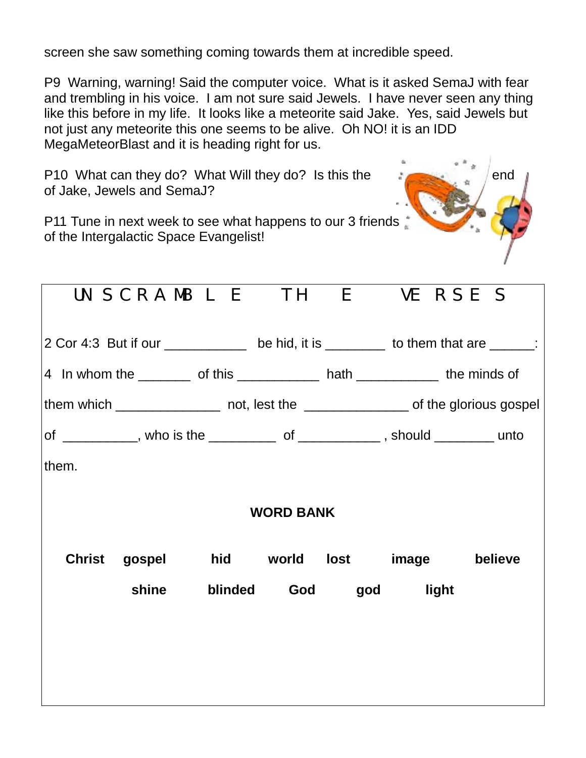screen she saw something coming towards them at incredible speed.

P9  Warning, warning! Said the computer voice.  What is it asked SemaJ with fear and trembling in his voice.  I am not sure said Jewels.  I have never seen any thing like this before in my life.  It looks like a meteorite said Jake.  Yes, said Jewels but not just any meteorite this one seems to be alive.  Oh NO! it is an IDD MegaMeteorBlast and it is heading right for us.

P10  What can they do?  What Will they do?  Is this the end of Jake, Jewels and SemaJ?

P11 Tune in next week to see what happens to our 3 friends of the Intergalactic Space Evangelist!

## UNSCRAMBLE THE VERSES

2 Cor 4:3  But if our ___________ be hid, it is ________ to them that are ______:

4  In whom the _______ of this ___________ hath ___________ the minds of them which ______________ not, lest the ______________ of the glorious gospel of __________, who is the _________ of ___________ , should ________ unto them.

**WORD BANK**

**Christ**   **gospel**   **hid**   **world**   **lost**   **image**   **believe**

**shine**   **blinded**   **God**   **god**   **light**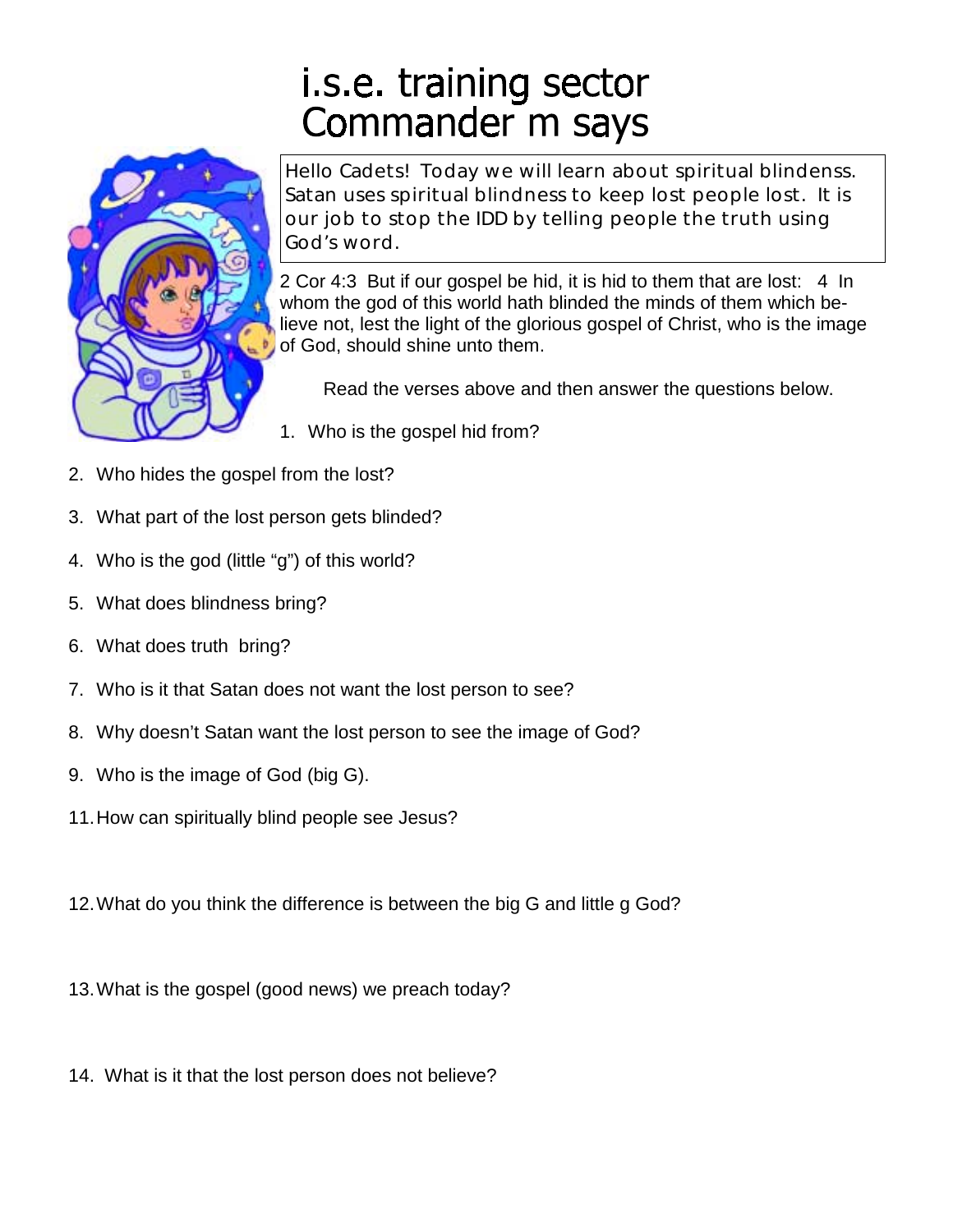# i.s.e. training sector
# Commander m says

Hello Cadets! Today we will learn about spiritual blindenss. Satan uses spiritual blindness to keep lost people lost. It is our job to stop the IDD by telling people the truth using God's word.

2 Cor 4:3 But if our gospel be hid, it is hid to them that are lost: 4 In whom the god of this world hath blinded the minds of them which believe not, lest the light of the glorious gospel of Christ, who is the image of God, should shine unto them.

Read the verses above and then answer the questions below.

1. Who is the gospel hid from?
2. Who hides the gospel from the lost?
3. What part of the lost person gets blinded?
4. Who is the god (little "g") of this world?
5. What does blindness bring?
6. What does truth bring?
7. Who is it that Satan does not want the lost person to see?
8. Why doesn't Satan want the lost person to see the image of God?
9. Who is the image of God (big G).

11. How can spiritually blind people see Jesus?

12. What do you think the difference is between the big G and little g God?

13. What is the gospel (good news) we preach today?

14. What is it that the lost person does not believe?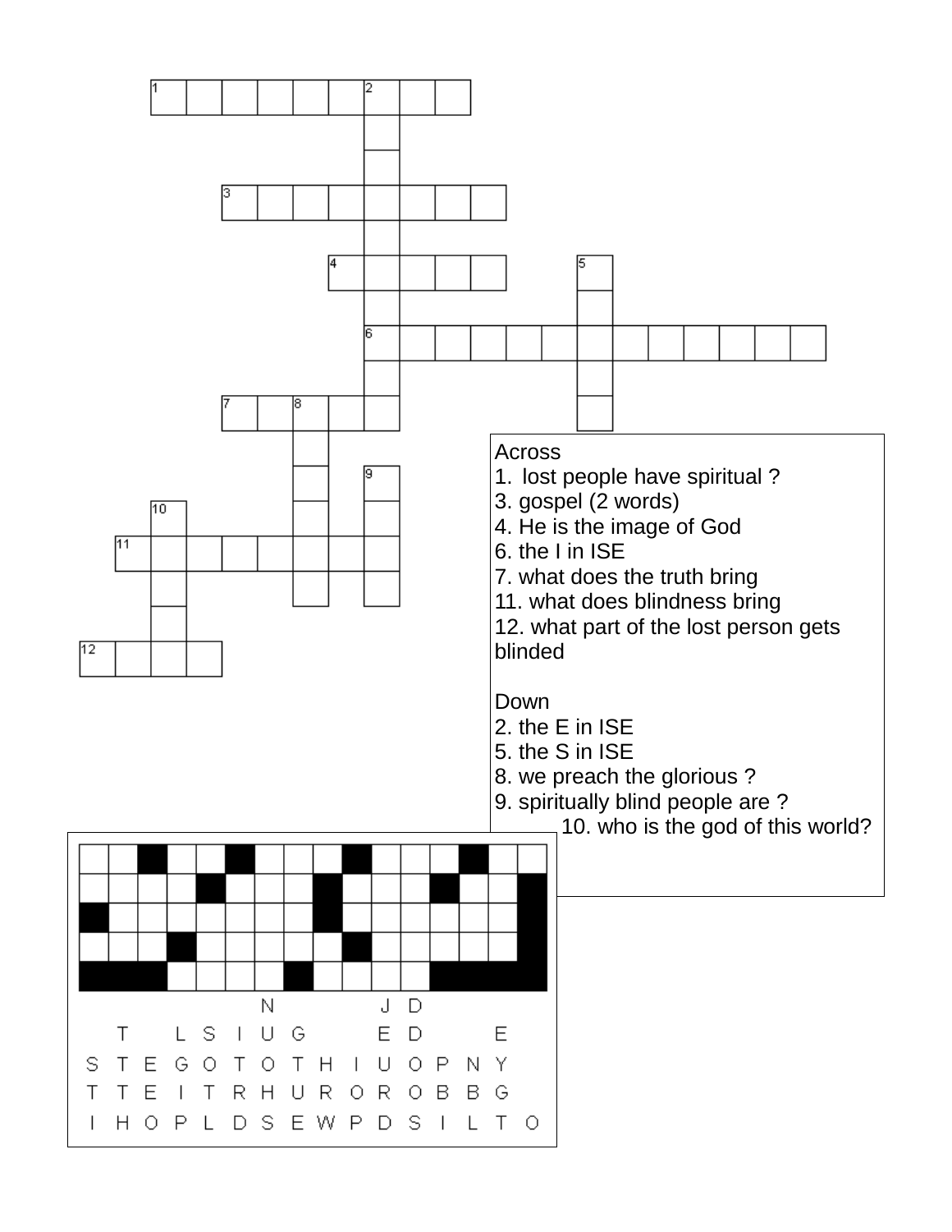Across
1. lost people have spiritual ?
3. gospel (2 words)
4. He is the image of God
6. the I in ISE
7. what does the truth bring
11. what does blindness bring
12. what part of the lost person gets blinded

Down
2. the E in ISE
5. the S in ISE
8. we preach the glorious ?
9. spiritually blind people are ?
10. who is the god of this world?

```
                    N           J  D
   T     L  S  I  U  G           E  D        E
S  T  E  G  O  T  O  T  H  I  U  O  P  N  Y
T  T  E  I  T  R  H  U  R  O  R  O  B  B  G
I  H  O  P  L  D  S  E  W  P  D  S  I  L  T  O
```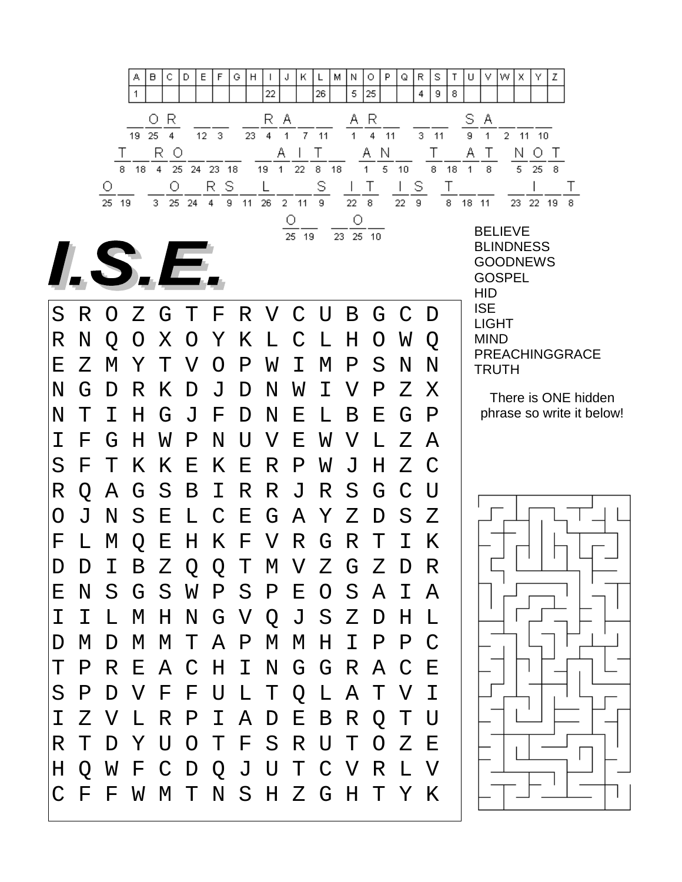| A | B | C | D | E | F | G | H | I | J | K | L | M | N | O | P | Q | R | S | T | U | V | W | X | Y | Z |
|---|---|---|---|---|---|---|---|---|---|---|---|---|---|---|---|---|---|---|---|---|---|---|---|---|---|
| 1 | | | | | | | | 22 | | | 26 | | 5 | 25 | | | 4 | 9 | 8 | | | | | | |

_ O R &nbsp; _ _ &nbsp; _ R A _ _ &nbsp; A R _ &nbsp; _ _ &nbsp; S A _ _ _
19 25 4 &nbsp; 12 3 &nbsp; 23 4 1 7 11 &nbsp; 1 4 11 &nbsp; 3 11 &nbsp; 9 1 2 11 10

T _ R O _ _ _ &nbsp; _ A I T _ &nbsp; A N _ &nbsp; T _ A T &nbsp; N O T
8 18 4 25 24 23 18 &nbsp; 19 1 22 8 18 &nbsp; 1 5 10 &nbsp; 8 18 1 8 &nbsp; 5 25 8

O _ &nbsp; _ O _ R S _ L _ _ S &nbsp; I T &nbsp; I S &nbsp; T _ _ &nbsp; _ I _ T
25 19 &nbsp; 3 25 24 4 9 11 26 2 11 9 &nbsp; 22 8 &nbsp; 22 9 &nbsp; 8 18 11 &nbsp; 23 22 19 8

O _ &nbsp; _ O _
25 19 &nbsp; 23 25 10

# I.S.E.

```
S R O Z G T F R V C U B G C D
R N Q O X O Y K L C L H O W Q
E Z M Y T V O P W I M P S N N
N G D R K D J D N W I V P Z X
N T I H G J F D N E L B E G P
I F G H W P N U V E W V L Z A
S F T K K E K E R P W J H Z C
R Q A G S B I R R J R S G C U
O J N S E L C E G A Y Z D S Z
F L M Q E H K F V R G R T I K
D D I B Z Q Q T M V Z G Z D R
E N S G S W P S P E O S A I A
I I L M H N G V Q J S Z D H L
D M D M M T A P M M H I P P C
T P R E A C H I N G G R A C E
S P D V F F U L T Q L A T V I
I Z V L R P I A D E B R Q T U
R T D Y U O T F S R U T O Z E
H Q W F C D Q J U T C V R L V
C F F W M T N S H Z G H T Y K
```

BELIEVE
BLINDNESS
GOODNEWS
GOSPEL
HID
ISE
LIGHT
MIND
PREACHINGGRACE
TRUTH

There is ONE hidden phrase so write it below!